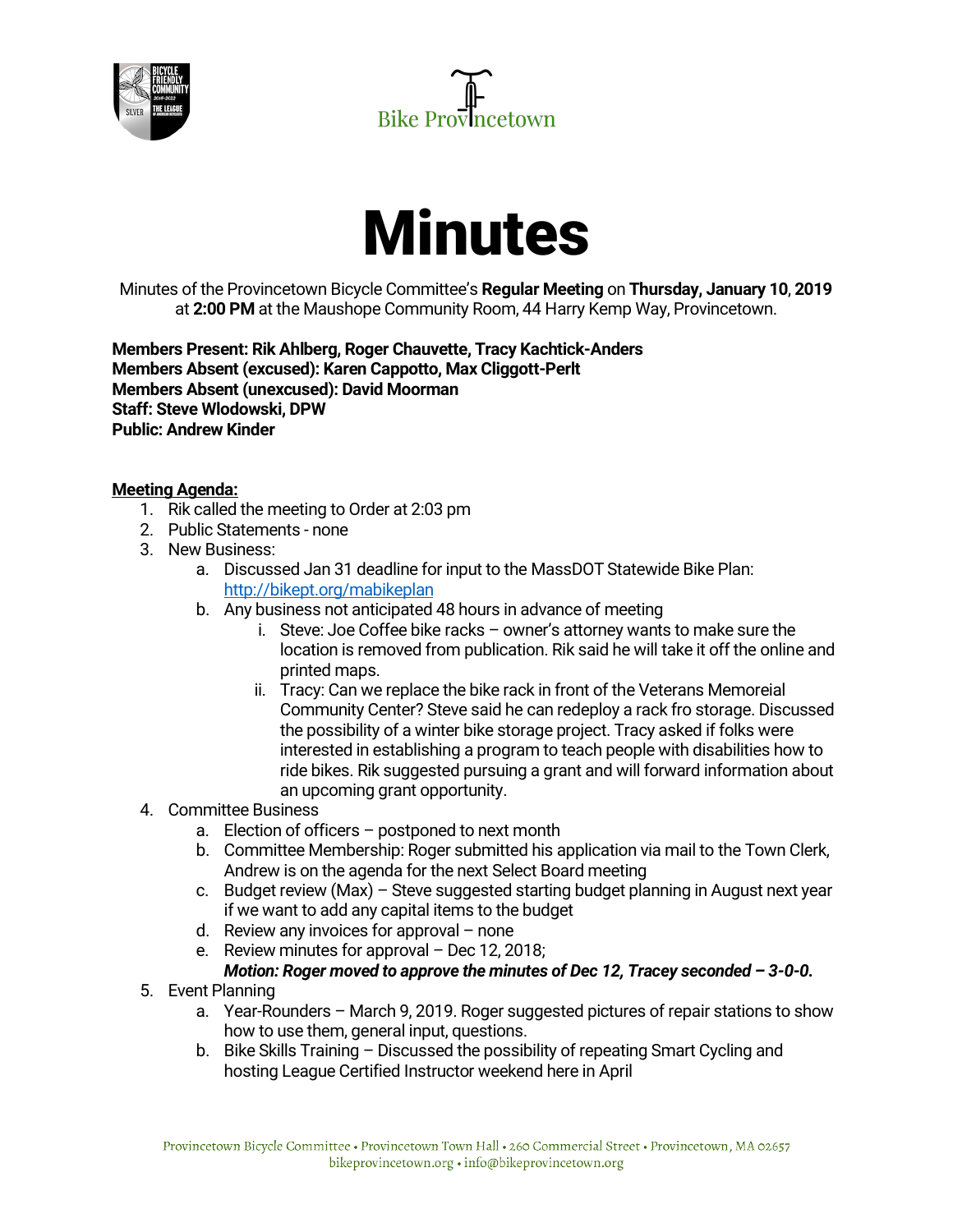Bike Provincetown

# Minutes

Minutes of the Provincetown Bicycle Committee's **Regular Meeting** on **Thursday, January 10, 2019** at **2:00 PM** at the Maushope Community Room, 44 Harry Kemp Way, Provincetown.

**Members Present: Rik Ahlberg, Roger Chauvette, Tracy Kachtick-Anders**
**Members Absent (excused): Karen Cappotto, Max Cliggott-Perlt**
**Members Absent (unexcused): David Moorman**
**Staff: Steve Wlodowski, DPW**
**Public: Andrew Kinder**

**Meeting Agenda:**

1. Rik called the meeting to Order at 2:03 pm
2. Public Statements - none
3. New Business:
   a. Discussed Jan 31 deadline for input to the MassDOT Statewide Bike Plan: [http://bikept.org/mabikeplan](http://bikept.org/mabikeplan)
   b. Any business not anticipated 48 hours in advance of meeting
      i. Steve: Joe Coffee bike racks – owner's attorney wants to make sure the location is removed from publication. Rik said he will take it off the online and printed maps.
      ii. Tracy: Can we replace the bike rack in front of the Veterans Memoreial Community Center? Steve said he can redeploy a rack fro storage. Discussed the possibility of a winter bike storage project. Tracy asked if folks were interested in establishing a program to teach people with disabilities how to ride bikes. Rik suggested pursuing a grant and will forward information about an upcoming grant opportunity.
4. Committee Business
   a. Election of officers – postponed to next month
   b. Committee Membership: Roger submitted his application via mail to the Town Clerk, Andrew is on the agenda for the next Select Board meeting
   c. Budget review (Max) – Steve suggested starting budget planning in August next year if we want to add any capital items to the budget
   d. Review any invoices for approval – none
   e. Review minutes for approval – Dec 12, 2018;
      ***Motion: Roger moved to approve the minutes of Dec 12, Tracey seconded – 3-0-0.***
5. Event Planning
   a. Year-Rounders – March 9, 2019. Roger suggested pictures of repair stations to show how to use them, general input, questions.
   b. Bike Skills Training – Discussed the possibility of repeating Smart Cycling and hosting League Certified Instructor weekend here in April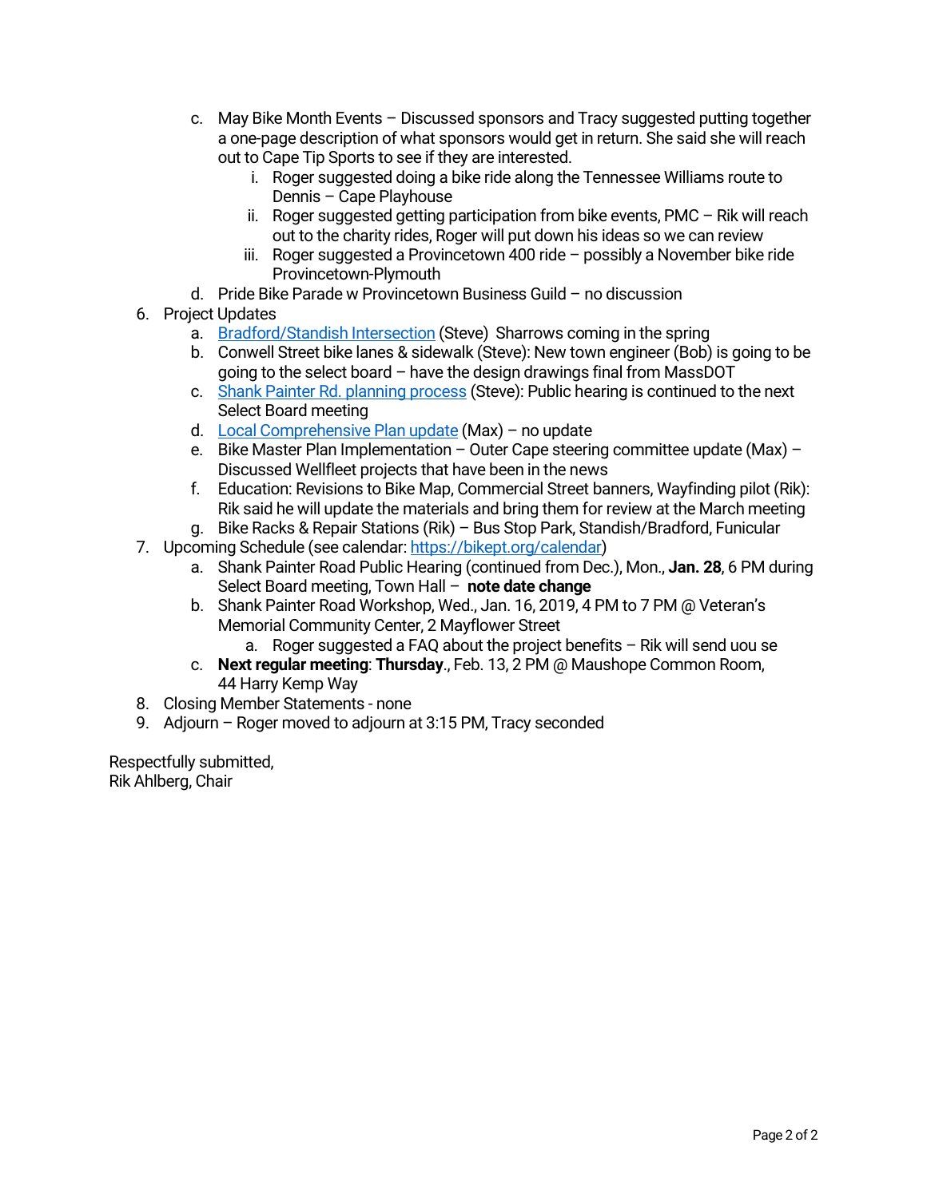c. May Bike Month Events – Discussed sponsors and Tracy suggested putting together a one-page description of what sponsors would get in return. She said she will reach out to Cape Tip Sports to see if they are interested.
      i. Roger suggested doing a bike ride along the Tennessee Williams route to Dennis – Cape Playhouse
      ii. Roger suggested getting participation from bike events, PMC – Rik will reach out to the charity rides, Roger will put down his ideas so we can review
      iii. Roger suggested a Provincetown 400 ride – possibly a November bike ride Provincetown-Plymouth
   d. Pride Bike Parade w Provincetown Business Guild – no discussion

6. Project Updates
   a. Bradford/Standish Intersection (Steve)  Sharrows coming in the spring
   b. Conwell Street bike lanes & sidewalk (Steve): New town engineer (Bob) is going to be going to the select board – have the design drawings final from MassDOT
   c. Shank Painter Rd. planning process (Steve): Public hearing is continued to the next Select Board meeting
   d. Local Comprehensive Plan update (Max) – no update
   e. Bike Master Plan Implementation – Outer Cape steering committee update (Max) – Discussed Wellfleet projects that have been in the news
   f. Education: Revisions to Bike Map, Commercial Street banners, Wayfinding pilot (Rik): Rik said he will update the materials and bring them for review at the March meeting
   g. Bike Racks & Repair Stations (Rik) – Bus Stop Park, Standish/Bradford, Funicular
7. Upcoming Schedule (see calendar: https://bikept.org/calendar)
   a. Shank Painter Road Public Hearing (continued from Dec.), Mon., **Jan. 28**, 6 PM during Select Board meeting, Town Hall – **note date change**
   b. Shank Painter Road Workshop, Wed., Jan. 16, 2019, 4 PM to 7 PM @ Veteran's Memorial Community Center, 2 Mayflower Street
      a. Roger suggested a FAQ about the project benefits – Rik will send uou se
   c. **Next regular meeting**: **Thursday**., Feb. 13, 2 PM @ Maushope Common Room, 44 Harry Kemp Way
8. Closing Member Statements - none
9. Adjourn – Roger moved to adjourn at 3:15 PM, Tracy seconded

Respectfully submitted,
Rik Ahlberg, Chair